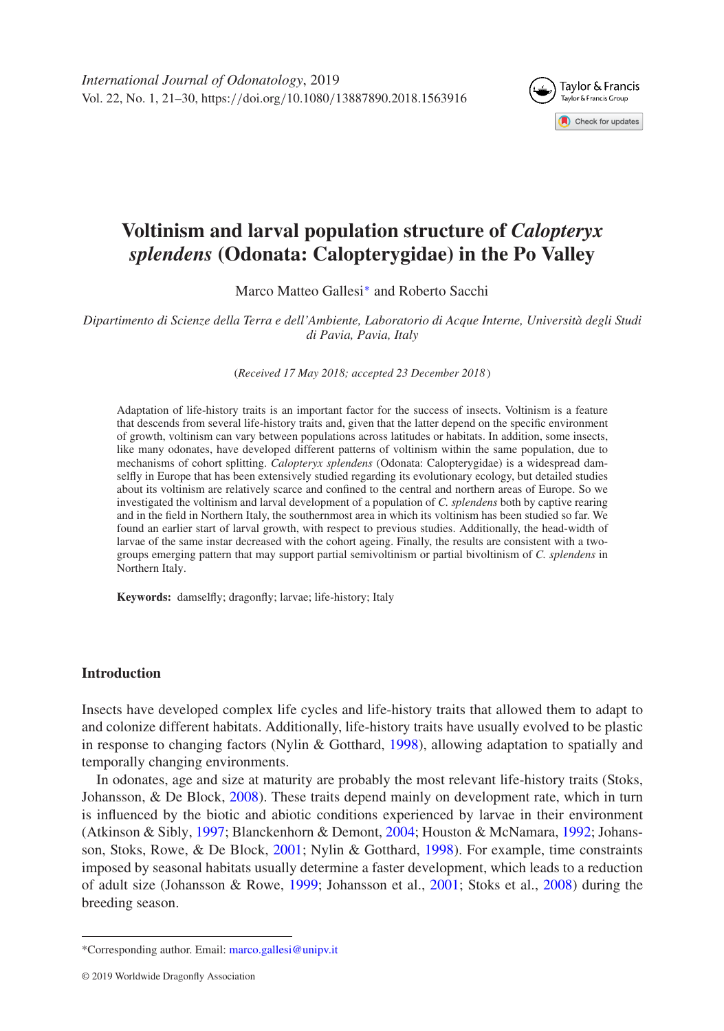International Journal of Odonatology, 2019
Vol. 22, No. 1, 21–30, https://doi.org/10.1080/13887890.2018.1563916

# Voltinism and larval population structure of *Calopteryx splendens* (Odonata: Calopterygidae) in the Po Valley

Marco Matteo Gallesi* and Roberto Sacchi

*Dipartimento di Scienze della Terra e dell'Ambiente, Laboratorio di Acque Interne, Università degli Studi di Pavia, Pavia, Italy*

(*Received 17 May 2018; accepted 23 December 2018*)

Adaptation of life-history traits is an important factor for the success of insects. Voltinism is a feature that descends from several life-history traits and, given that the latter depend on the specific environment of growth, voltinism can vary between populations across latitudes or habitats. In addition, some insects, like many odonates, have developed different patterns of voltinism within the same population, due to mechanisms of cohort splitting. *Calopteryx splendens* (Odonata: Calopterygidae) is a widespread damselfly in Europe that has been extensively studied regarding its evolutionary ecology, but detailed studies about its voltinism are relatively scarce and confined to the central and northern areas of Europe. So we investigated the voltinism and larval development of a population of *C. splendens* both by captive rearing and in the field in Northern Italy, the southernmost area in which its voltinism has been studied so far. We found an earlier start of larval growth, with respect to previous studies. Additionally, the head-width of larvae of the same instar decreased with the cohort ageing. Finally, the results are consistent with a two-groups emerging pattern that may support partial semivoltinism or partial bivoltinism of *C. splendens* in Northern Italy.

**Keywords:** damselfly; dragonfly; larvae; life-history; Italy

## Introduction

Insects have developed complex life cycles and life-history traits that allowed them to adapt to and colonize different habitats. Additionally, life-history traits have usually evolved to be plastic in response to changing factors (Nylin & Gotthard, 1998), allowing adaptation to spatially and temporally changing environments.

In odonates, age and size at maturity are probably the most relevant life-history traits (Stoks, Johansson, & De Block, 2008). These traits depend mainly on development rate, which in turn is influenced by the biotic and abiotic conditions experienced by larvae in their environment (Atkinson & Sibly, 1997; Blanckenhorn & Demont, 2004; Houston & McNamara, 1992; Johansson, Stoks, Rowe, & De Block, 2001; Nylin & Gotthard, 1998). For example, time constraints imposed by seasonal habitats usually determine a faster development, which leads to a reduction of adult size (Johansson & Rowe, 1999; Johansson et al., 2001; Stoks et al., 2008) during the breeding season.

*Corresponding author. Email: marco.gallesi@unipv.it

© 2019 Worldwide Dragonfly Association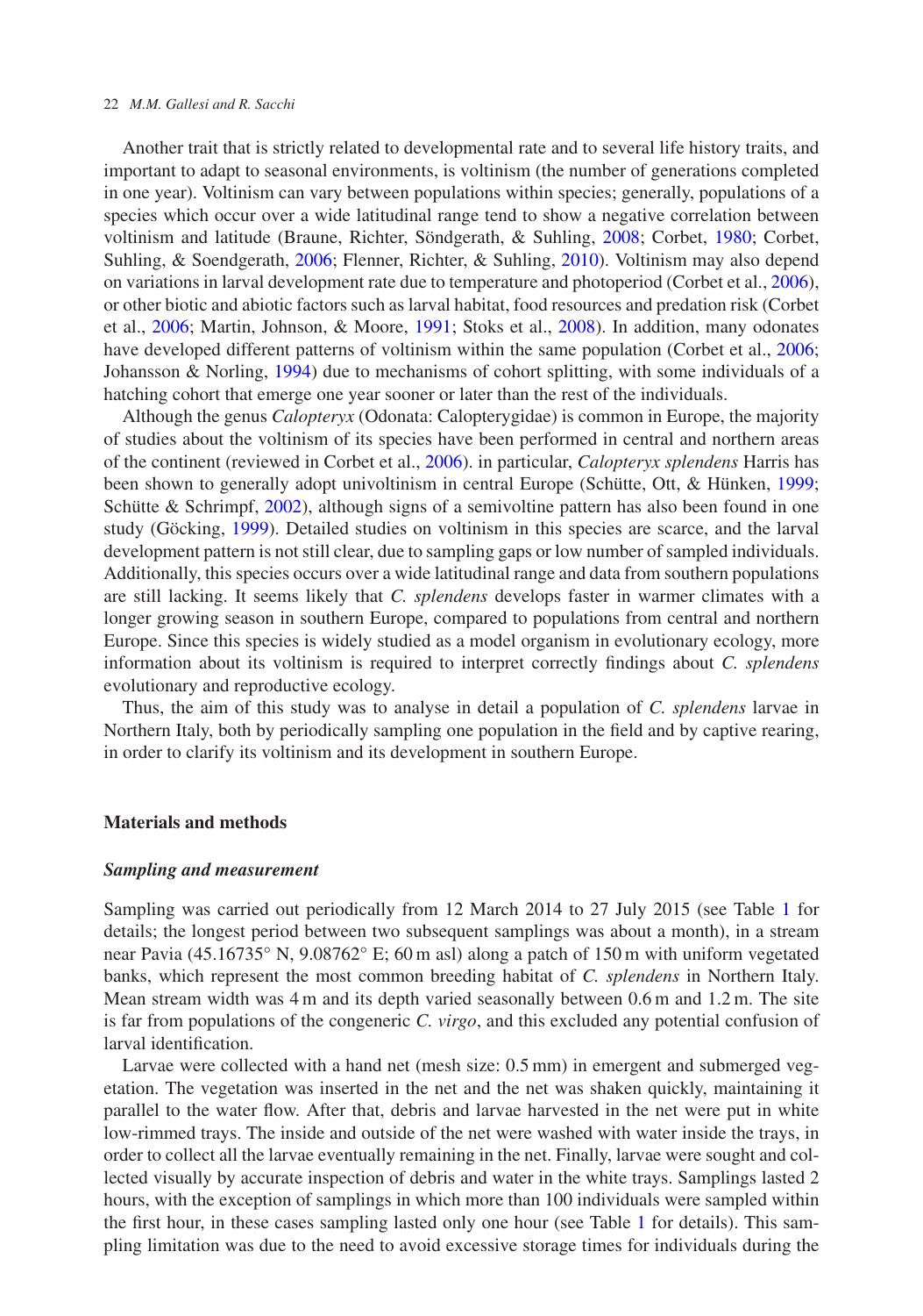Another trait that is strictly related to developmental rate and to several life history traits, and important to adapt to seasonal environments, is voltinism (the number of generations completed in one year). Voltinism can vary between populations within species; generally, populations of a species which occur over a wide latitudinal range tend to show a negative correlation between voltinism and latitude (Braune, Richter, Söndgerath, & Suhling, 2008; Corbet, 1980; Corbet, Suhling, & Soendgerath, 2006; Flenner, Richter, & Suhling, 2010). Voltinism may also depend on variations in larval development rate due to temperature and photoperiod (Corbet et al., 2006), or other biotic and abiotic factors such as larval habitat, food resources and predation risk (Corbet et al., 2006; Martin, Johnson, & Moore, 1991; Stoks et al., 2008). In addition, many odonates have developed different patterns of voltinism within the same population (Corbet et al., 2006; Johansson & Norling, 1994) due to mechanisms of cohort splitting, with some individuals of a hatching cohort that emerge one year sooner or later than the rest of the individuals.

Although the genus *Calopteryx* (Odonata: Calopterygidae) is common in Europe, the majority of studies about the voltinism of its species have been performed in central and northern areas of the continent (reviewed in Corbet et al., 2006). in particular, *Calopteryx splendens* Harris has been shown to generally adopt univoltinism in central Europe (Schütte, Ott, & Hünken, 1999; Schütte & Schrimpf, 2002), although signs of a semivoltine pattern has also been found in one study (Göcking, 1999). Detailed studies on voltinism in this species are scarce, and the larval development pattern is not still clear, due to sampling gaps or low number of sampled individuals. Additionally, this species occurs over a wide latitudinal range and data from southern populations are still lacking. It seems likely that *C. splendens* develops faster in warmer climates with a longer growing season in southern Europe, compared to populations from central and northern Europe. Since this species is widely studied as a model organism in evolutionary ecology, more information about its voltinism is required to interpret correctly findings about *C. splendens* evolutionary and reproductive ecology.

Thus, the aim of this study was to analyse in detail a population of *C. splendens* larvae in Northern Italy, both by periodically sampling one population in the field and by captive rearing, in order to clarify its voltinism and its development in southern Europe.

## Materials and methods

### *Sampling and measurement*

Sampling was carried out periodically from 12 March 2014 to 27 July 2015 (see Table 1 for details; the longest period between two subsequent samplings was about a month), in a stream near Pavia (45.16735° N, 9.08762° E; 60 m asl) along a patch of 150 m with uniform vegetated banks, which represent the most common breeding habitat of *C. splendens* in Northern Italy. Mean stream width was 4 m and its depth varied seasonally between 0.6 m and 1.2 m. The site is far from populations of the congeneric *C. virgo*, and this excluded any potential confusion of larval identification.

Larvae were collected with a hand net (mesh size: 0.5 mm) in emergent and submerged vegetation. The vegetation was inserted in the net and the net was shaken quickly, maintaining it parallel to the water flow. After that, debris and larvae harvested in the net were put in white low-rimmed trays. The inside and outside of the net were washed with water inside the trays, in order to collect all the larvae eventually remaining in the net. Finally, larvae were sought and collected visually by accurate inspection of debris and water in the white trays. Samplings lasted 2 hours, with the exception of samplings in which more than 100 individuals were sampled within the first hour, in these cases sampling lasted only one hour (see Table 1 for details). This sampling limitation was due to the need to avoid excessive storage times for individuals during the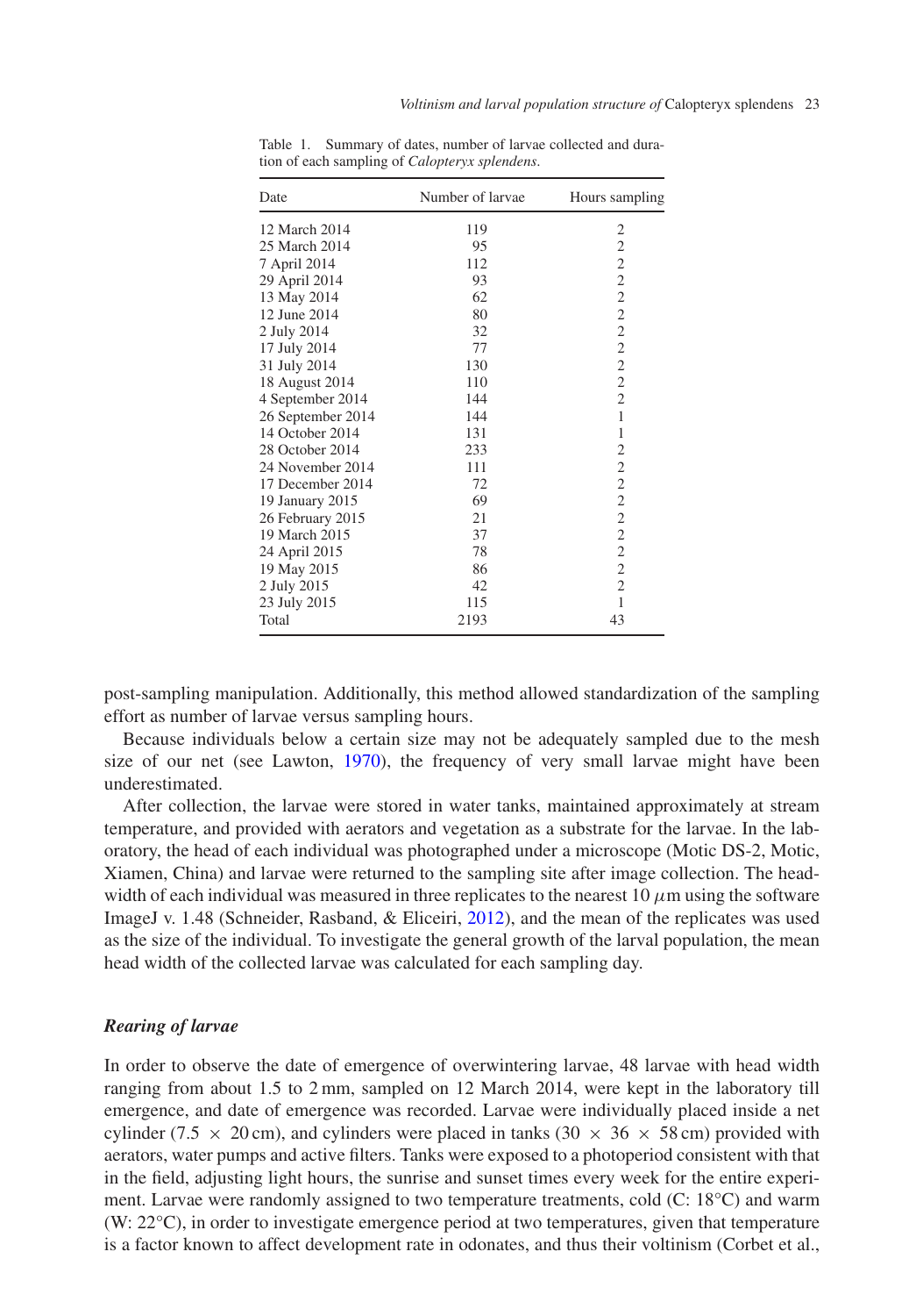Table 1. Summary of dates, number of larvae collected and duration of each sampling of *Calopteryx splendens*.

| Date | Number of larvae | Hours sampling |
|---|---|---|
| 12 March 2014 | 119 | 2 |
| 25 March 2014 | 95 | 2 |
| 7 April 2014 | 112 | 2 |
| 29 April 2014 | 93 | 2 |
| 13 May 2014 | 62 | 2 |
| 12 June 2014 | 80 | 2 |
| 2 July 2014 | 32 | 2 |
| 17 July 2014 | 77 | 2 |
| 31 July 2014 | 130 | 2 |
| 18 August 2014 | 110 | 2 |
| 4 September 2014 | 144 | 2 |
| 26 September 2014 | 144 | 1 |
| 14 October 2014 | 131 | 1 |
| 28 October 2014 | 233 | 2 |
| 24 November 2014 | 111 | 2 |
| 17 December 2014 | 72 | 2 |
| 19 January 2015 | 69 | 2 |
| 26 February 2015 | 21 | 2 |
| 19 March 2015 | 37 | 2 |
| 24 April 2015 | 78 | 2 |
| 19 May 2015 | 86 | 2 |
| 2 July 2015 | 42 | 2 |
| 23 July 2015 | 115 | 1 |
| Total | 2193 | 43 |

post-sampling manipulation. Additionally, this method allowed standardization of the sampling effort as number of larvae versus sampling hours.

Because individuals below a certain size may not be adequately sampled due to the mesh size of our net (see Lawton, 1970), the frequency of very small larvae might have been underestimated.

After collection, the larvae were stored in water tanks, maintained approximately at stream temperature, and provided with aerators and vegetation as a substrate for the larvae. In the laboratory, the head of each individual was photographed under a microscope (Motic DS-2, Motic, Xiamen, China) and larvae were returned to the sampling site after image collection. The head-width of each individual was measured in three replicates to the nearest 10 $\mu$m using the software ImageJ v. 1.48 (Schneider, Rasband, & Eliceiri, 2012), and the mean of the replicates was used as the size of the individual. To investigate the general growth of the larval population, the mean head width of the collected larvae was calculated for each sampling day.

### *Rearing of larvae*

In order to observe the date of emergence of overwintering larvae, 48 larvae with head width ranging from about 1.5 to 2 mm, sampled on 12 March 2014, were kept in the laboratory till emergence, and date of emergence was recorded. Larvae were individually placed inside a net cylinder (7.5 × 20 cm), and cylinders were placed in tanks (30 × 36 × 58 cm) provided with aerators, water pumps and active filters. Tanks were exposed to a photoperiod consistent with that in the field, adjusting light hours, the sunrise and sunset times every week for the entire experiment. Larvae were randomly assigned to two temperature treatments, cold (C: 18°C) and warm (W: 22°C), in order to investigate emergence period at two temperatures, given that temperature is a factor known to affect development rate in odonates, and thus their voltinism (Corbet et al.,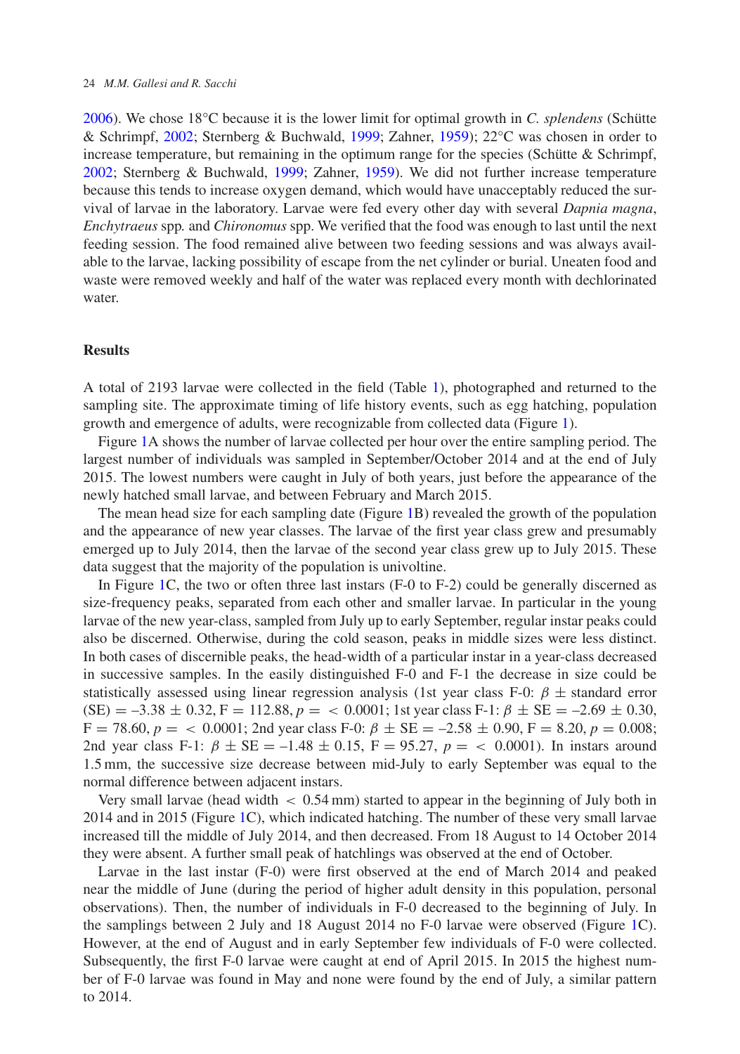2006). We chose 18°C because it is the lower limit for optimal growth in *C. splendens* (Schütte & Schrimpf, 2002; Sternberg & Buchwald, 1999; Zahner, 1959); 22°C was chosen in order to increase temperature, but remaining in the optimum range for the species (Schütte & Schrimpf, 2002; Sternberg & Buchwald, 1999; Zahner, 1959). We did not further increase temperature because this tends to increase oxygen demand, which would have unacceptably reduced the survival of larvae in the laboratory. Larvae were fed every other day with several *Dapnia magna*, *Enchytraeus* spp. and *Chironomus* spp. We verified that the food was enough to last until the next feeding session. The food remained alive between two feeding sessions and was always available to the larvae, lacking possibility of escape from the net cylinder or burial. Uneaten food and waste were removed weekly and half of the water was replaced every month with dechlorinated water.

## Results

A total of 2193 larvae were collected in the field (Table 1), photographed and returned to the sampling site. The approximate timing of life history events, such as egg hatching, population growth and emergence of adults, were recognizable from collected data (Figure 1).

Figure 1A shows the number of larvae collected per hour over the entire sampling period. The largest number of individuals was sampled in September/October 2014 and at the end of July 2015. The lowest numbers were caught in July of both years, just before the appearance of the newly hatched small larvae, and between February and March 2015.

The mean head size for each sampling date (Figure 1B) revealed the growth of the population and the appearance of new year classes. The larvae of the first year class grew and presumably emerged up to July 2014, then the larvae of the second year class grew up to July 2015. These data suggest that the majority of the population is univoltine.

In Figure 1C, the two or often three last instars (F-0 to F-2) could be generally discerned as size-frequency peaks, separated from each other and smaller larvae. In particular in the young larvae of the new year-class, sampled from July up to early September, regular instar peaks could also be discerned. Otherwise, during the cold season, peaks in middle sizes were less distinct. In both cases of discernible peaks, the head-width of a particular instar in a year-class decreased in successive samples. In the easily distinguished F-0 and F-1 the decrease in size could be statistically assessed using linear regression analysis (1st year class F-0: $\beta \pm$ standard error (SE) $= -3.38 \pm 0.32$, F $= 112.88$, $p = < 0.0001$; 1st year class F-1: $\beta \pm$ SE $= -2.69 \pm 0.30$, F $= 78.60$, $p = < 0.0001$; 2nd year class F-0: $\beta \pm$ SE $= -2.58 \pm 0.90$, F $= 8.20$, $p = 0.008$; 2nd year class F-1: $\beta \pm$ SE $= -1.48 \pm 0.15$, F $= 95.27$, $p = < 0.0001$). In instars around 1.5 mm, the successive size decrease between mid-July to early September was equal to the normal difference between adjacent instars.

Very small larvae (head width $< 0.54$ mm) started to appear in the beginning of July both in 2014 and in 2015 (Figure 1C), which indicated hatching. The number of these very small larvae increased till the middle of July 2014, and then decreased. From 18 August to 14 October 2014 they were absent. A further small peak of hatchlings was observed at the end of October.

Larvae in the last instar (F-0) were first observed at the end of March 2014 and peaked near the middle of June (during the period of higher adult density in this population, personal observations). Then, the number of individuals in F-0 decreased to the beginning of July. In the samplings between 2 July and 18 August 2014 no F-0 larvae were observed (Figure 1C). However, at the end of August and in early September few individuals of F-0 were collected. Subsequently, the first F-0 larvae were caught at end of April 2015. In 2015 the highest number of F-0 larvae was found in May and none were found by the end of July, a similar pattern to 2014.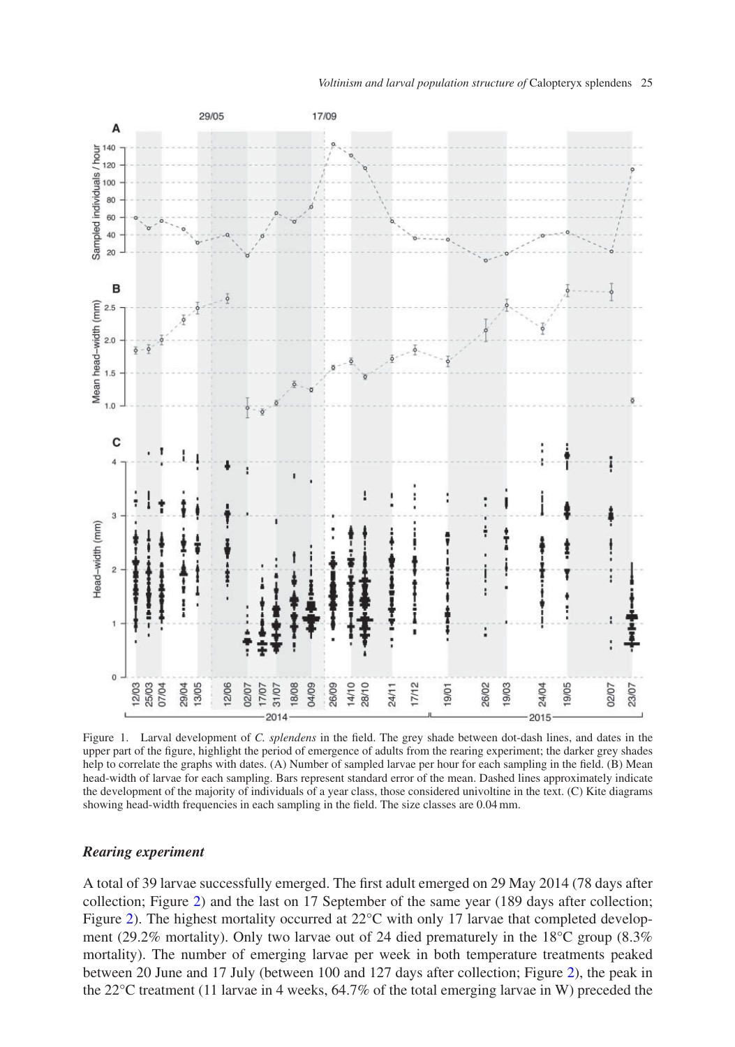Figure 1. Larval development of *C. splendens* in the field. The grey shade between dot-dash lines, and dates in the upper part of the figure, highlight the period of emergence of adults from the rearing experiment; the darker grey shades help to correlate the graphs with dates. (A) Number of sampled larvae per hour for each sampling in the field. (B) Mean head-width of larvae for each sampling. Bars represent standard error of the mean. Dashed lines approximately indicate the development of the majority of individuals of a year class, those considered univoltine in the text. (C) Kite diagrams showing head-width frequencies in each sampling in the field. The size classes are 0.04 mm.

### *Rearing experiment*

A total of 39 larvae successfully emerged. The first adult emerged on 29 May 2014 (78 days after collection; Figure 2) and the last on 17 September of the same year (189 days after collection; Figure 2). The highest mortality occurred at 22°C with only 17 larvae that completed development (29.2% mortality). Only two larvae out of 24 died prematurely in the 18°C group (8.3% mortality). The number of emerging larvae per week in both temperature treatments peaked between 20 June and 17 July (between 100 and 127 days after collection; Figure 2), the peak in the 22°C treatment (11 larvae in 4 weeks, 64.7% of the total emerging larvae in W) preceded the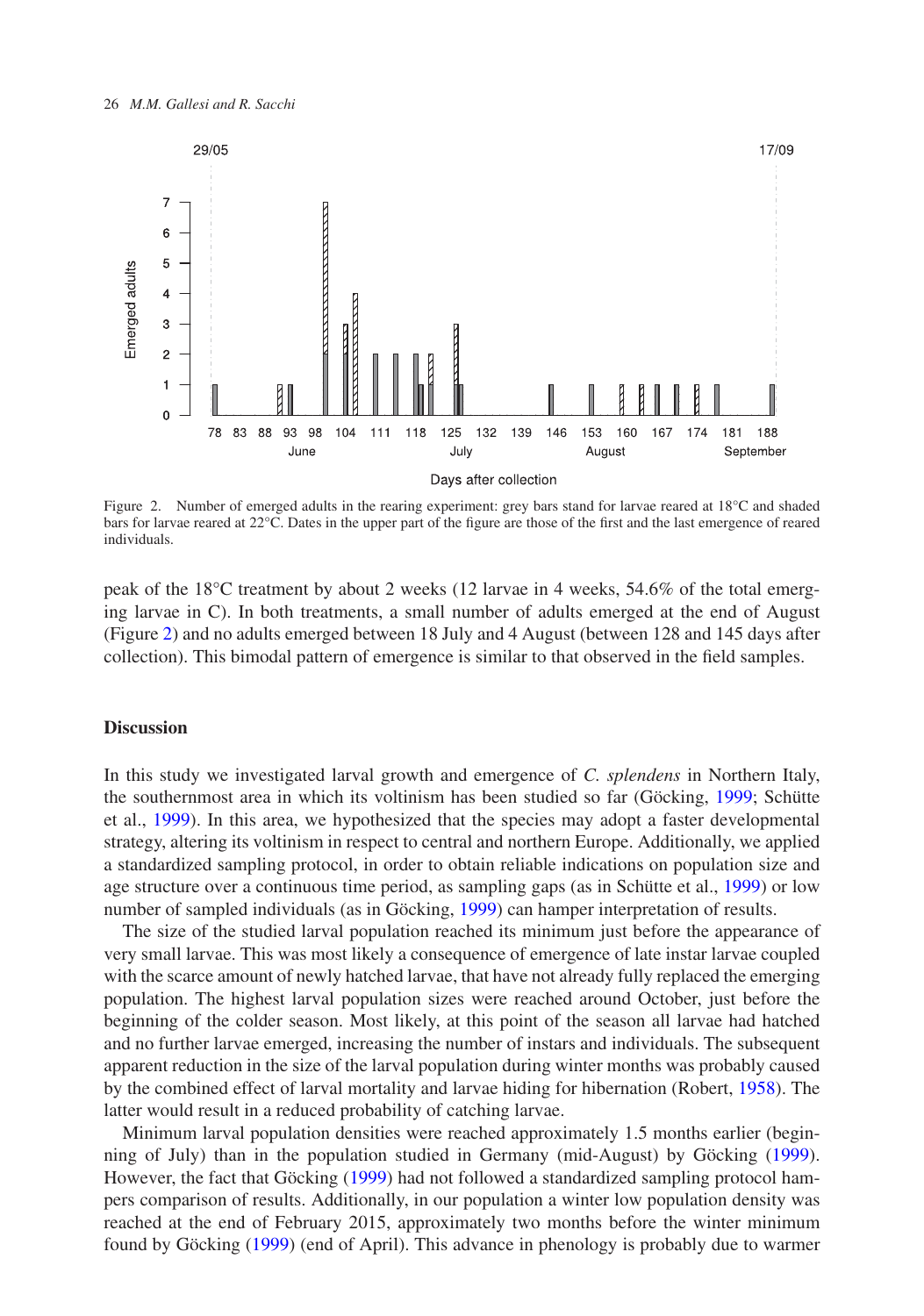Figure 2. Number of emerged adults in the rearing experiment: grey bars stand for larvae reared at 18°C and shaded bars for larvae reared at 22°C. Dates in the upper part of the figure are those of the first and the last emergence of reared individuals.

peak of the 18°C treatment by about 2 weeks (12 larvae in 4 weeks, 54.6% of the total emerging larvae in C). In both treatments, a small number of adults emerged at the end of August (Figure 2) and no adults emerged between 18 July and 4 August (between 128 and 145 days after collection). This bimodal pattern of emergence is similar to that observed in the field samples.

## Discussion

In this study we investigated larval growth and emergence of *C. splendens* in Northern Italy, the southernmost area in which its voltinism has been studied so far (Göcking, 1999; Schütte et al., 1999). In this area, we hypothesized that the species may adopt a faster developmental strategy, altering its voltinism in respect to central and northern Europe. Additionally, we applied a standardized sampling protocol, in order to obtain reliable indications on population size and age structure over a continuous time period, as sampling gaps (as in Schütte et al., 1999) or low number of sampled individuals (as in Göcking, 1999) can hamper interpretation of results.

The size of the studied larval population reached its minimum just before the appearance of very small larvae. This was most likely a consequence of emergence of late instar larvae coupled with the scarce amount of newly hatched larvae, that have not already fully replaced the emerging population. The highest larval population sizes were reached around October, just before the beginning of the colder season. Most likely, at this point of the season all larvae had hatched and no further larvae emerged, increasing the number of instars and individuals. The subsequent apparent reduction in the size of the larval population during winter months was probably caused by the combined effect of larval mortality and larvae hiding for hibernation (Robert, 1958). The latter would result in a reduced probability of catching larvae.

Minimum larval population densities were reached approximately 1.5 months earlier (beginning of July) than in the population studied in Germany (mid-August) by Göcking (1999). However, the fact that Göcking (1999) had not followed a standardized sampling protocol hampers comparison of results. Additionally, in our population a winter low population density was reached at the end of February 2015, approximately two months before the winter minimum found by Göcking (1999) (end of April). This advance in phenology is probably due to warmer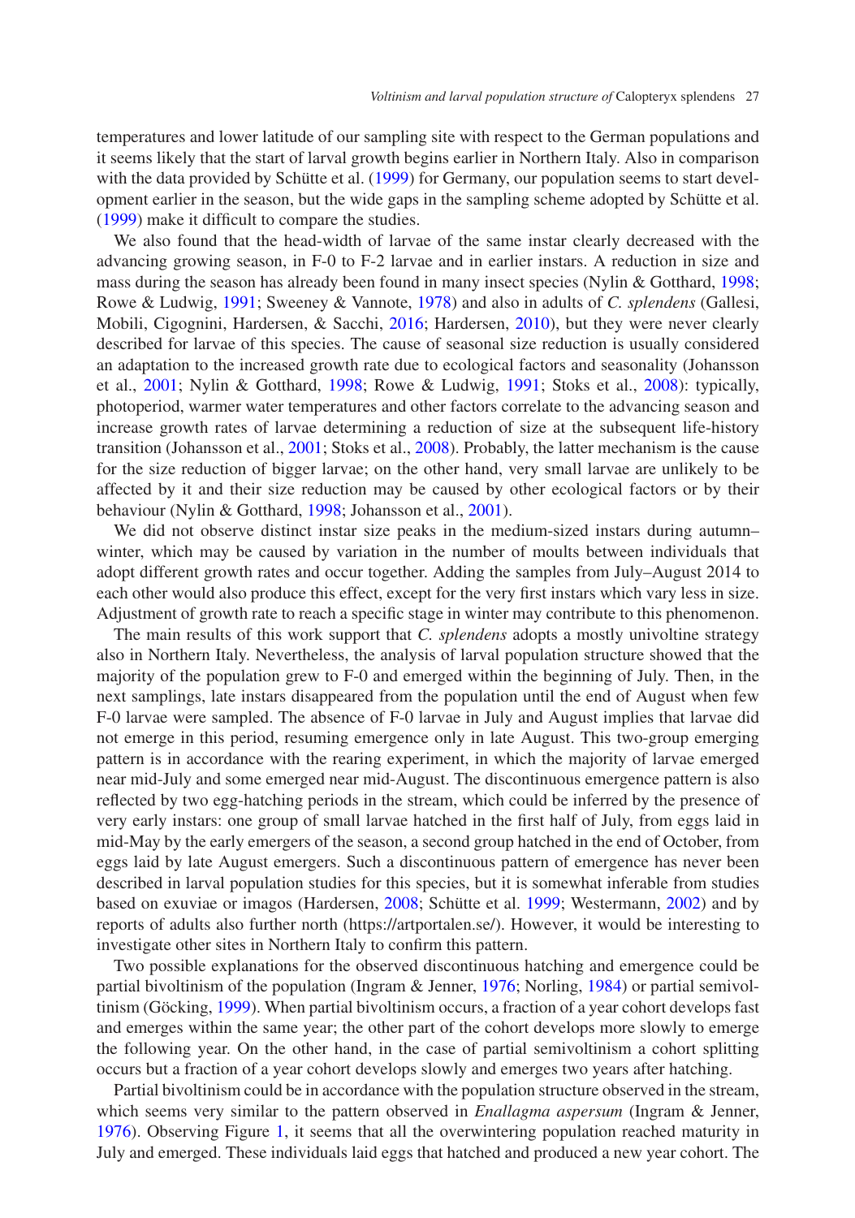temperatures and lower latitude of our sampling site with respect to the German populations and it seems likely that the start of larval growth begins earlier in Northern Italy. Also in comparison with the data provided by Schütte et al. (1999) for Germany, our population seems to start development earlier in the season, but the wide gaps in the sampling scheme adopted by Schütte et al. (1999) make it difficult to compare the studies.

We also found that the head-width of larvae of the same instar clearly decreased with the advancing growing season, in F-0 to F-2 larvae and in earlier instars. A reduction in size and mass during the season has already been found in many insect species (Nylin & Gotthard, 1998; Rowe & Ludwig, 1991; Sweeney & Vannote, 1978) and also in adults of *C. splendens* (Gallesi, Mobili, Cigognini, Hardersen, & Sacchi, 2016; Hardersen, 2010), but they were never clearly described for larvae of this species. The cause of seasonal size reduction is usually considered an adaptation to the increased growth rate due to ecological factors and seasonality (Johansson et al., 2001; Nylin & Gotthard, 1998; Rowe & Ludwig, 1991; Stoks et al., 2008): typically, photoperiod, warmer water temperatures and other factors correlate to the advancing season and increase growth rates of larvae determining a reduction of size at the subsequent life-history transition (Johansson et al., 2001; Stoks et al., 2008). Probably, the latter mechanism is the cause for the size reduction of bigger larvae; on the other hand, very small larvae are unlikely to be affected by it and their size reduction may be caused by other ecological factors or by their behaviour (Nylin & Gotthard, 1998; Johansson et al., 2001).

We did not observe distinct instar size peaks in the medium-sized instars during autumn–winter, which may be caused by variation in the number of moults between individuals that adopt different growth rates and occur together. Adding the samples from July–August 2014 to each other would also produce this effect, except for the very first instars which vary less in size. Adjustment of growth rate to reach a specific stage in winter may contribute to this phenomenon.

The main results of this work support that *C. splendens* adopts a mostly univoltine strategy also in Northern Italy. Nevertheless, the analysis of larval population structure showed that the majority of the population grew to F-0 and emerged within the beginning of July. Then, in the next samplings, late instars disappeared from the population until the end of August when few F-0 larvae were sampled. The absence of F-0 larvae in July and August implies that larvae did not emerge in this period, resuming emergence only in late August. This two-group emerging pattern is in accordance with the rearing experiment, in which the majority of larvae emerged near mid-July and some emerged near mid-August. The discontinuous emergence pattern is also reflected by two egg-hatching periods in the stream, which could be inferred by the presence of very early instars: one group of small larvae hatched in the first half of July, from eggs laid in mid-May by the early emergers of the season, a second group hatched in the end of October, from eggs laid by late August emergers. Such a discontinuous pattern of emergence has never been described in larval population studies for this species, but it is somewhat inferable from studies based on exuviae or imagos (Hardersen, 2008; Schütte et al. 1999; Westermann, 2002) and by reports of adults also further north (https://artportalen.se/). However, it would be interesting to investigate other sites in Northern Italy to confirm this pattern.

Two possible explanations for the observed discontinuous hatching and emergence could be partial bivoltinism of the population (Ingram & Jenner, 1976; Norling, 1984) or partial semivoltinism (Göcking, 1999). When partial bivoltinism occurs, a fraction of a year cohort develops fast and emerges within the same year; the other part of the cohort develops more slowly to emerge the following year. On the other hand, in the case of partial semivoltinism a cohort splitting occurs but a fraction of a year cohort develops slowly and emerges two years after hatching.

Partial bivoltinism could be in accordance with the population structure observed in the stream, which seems very similar to the pattern observed in *Enallagma aspersum* (Ingram & Jenner, 1976). Observing Figure 1, it seems that all the overwintering population reached maturity in July and emerged. These individuals laid eggs that hatched and produced a new year cohort. The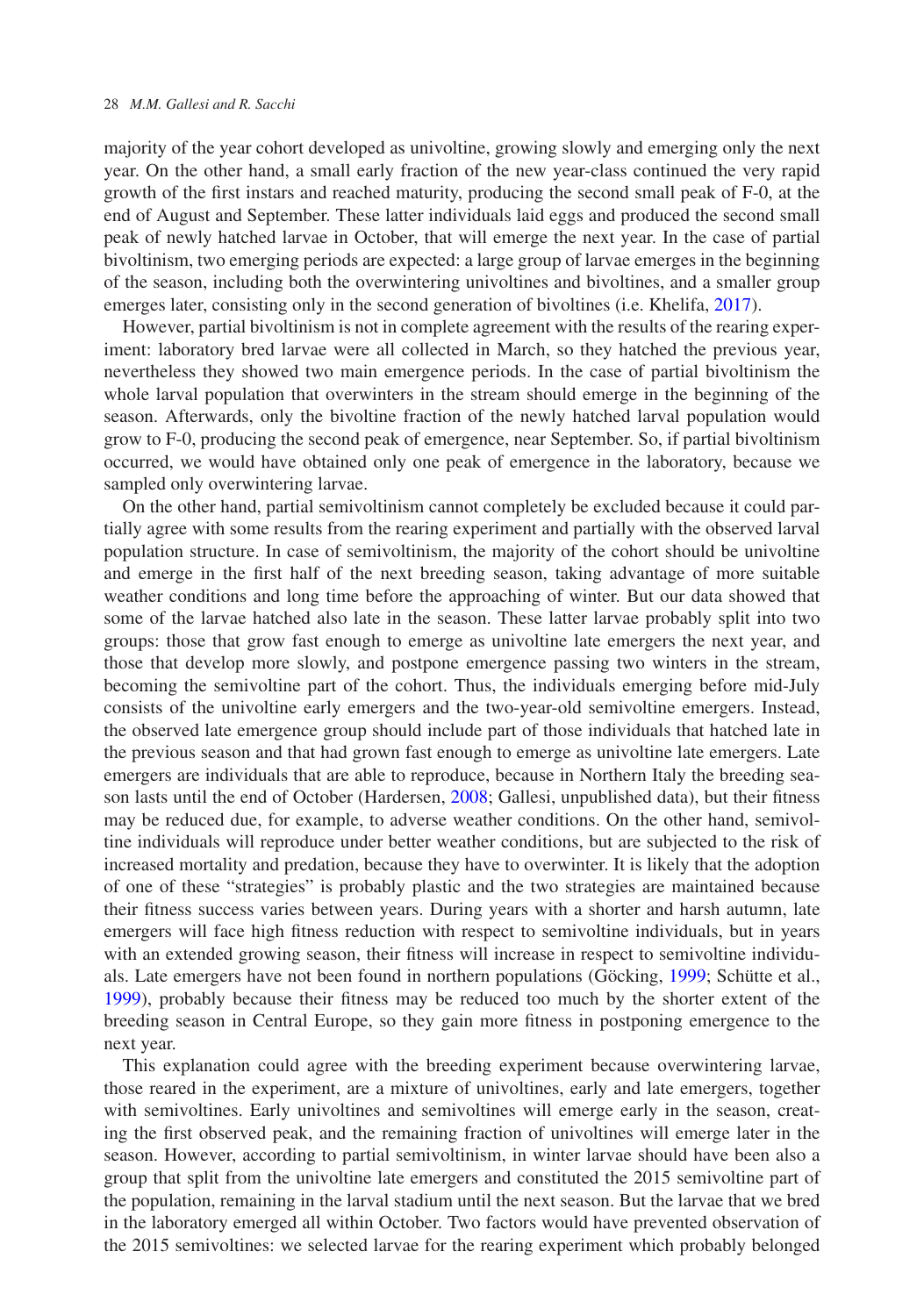majority of the year cohort developed as univoltine, growing slowly and emerging only the next year. On the other hand, a small early fraction of the new year-class continued the very rapid growth of the first instars and reached maturity, producing the second small peak of F-0, at the end of August and September. These latter individuals laid eggs and produced the second small peak of newly hatched larvae in October, that will emerge the next year. In the case of partial bivoltinism, two emerging periods are expected: a large group of larvae emerges in the beginning of the season, including both the overwintering univoltines and bivoltines, and a smaller group emerges later, consisting only in the second generation of bivoltines (i.e. Khelifa, 2017).

However, partial bivoltinism is not in complete agreement with the results of the rearing experiment: laboratory bred larvae were all collected in March, so they hatched the previous year, nevertheless they showed two main emergence periods. In the case of partial bivoltinism the whole larval population that overwinters in the stream should emerge in the beginning of the season. Afterwards, only the bivoltine fraction of the newly hatched larval population would grow to F-0, producing the second peak of emergence, near September. So, if partial bivoltinism occurred, we would have obtained only one peak of emergence in the laboratory, because we sampled only overwintering larvae.

On the other hand, partial semivoltinism cannot completely be excluded because it could partially agree with some results from the rearing experiment and partially with the observed larval population structure. In case of semivoltinism, the majority of the cohort should be univoltine and emerge in the first half of the next breeding season, taking advantage of more suitable weather conditions and long time before the approaching of winter. But our data showed that some of the larvae hatched also late in the season. These latter larvae probably split into two groups: those that grow fast enough to emerge as univoltine late emergers the next year, and those that develop more slowly, and postpone emergence passing two winters in the stream, becoming the semivoltine part of the cohort. Thus, the individuals emerging before mid-July consists of the univoltine early emergers and the two-year-old semivoltine emergers. Instead, the observed late emergence group should include part of those individuals that hatched late in the previous season and that had grown fast enough to emerge as univoltine late emergers. Late emergers are individuals that are able to reproduce, because in Northern Italy the breeding season lasts until the end of October (Hardersen, 2008; Gallesi, unpublished data), but their fitness may be reduced due, for example, to adverse weather conditions. On the other hand, semivoltine individuals will reproduce under better weather conditions, but are subjected to the risk of increased mortality and predation, because they have to overwinter. It is likely that the adoption of one of these "strategies" is probably plastic and the two strategies are maintained because their fitness success varies between years. During years with a shorter and harsh autumn, late emergers will face high fitness reduction with respect to semivoltine individuals, but in years with an extended growing season, their fitness will increase in respect to semivoltine individuals. Late emergers have not been found in northern populations (Göcking, 1999; Schütte et al., 1999), probably because their fitness may be reduced too much by the shorter extent of the breeding season in Central Europe, so they gain more fitness in postponing emergence to the next year.

This explanation could agree with the breeding experiment because overwintering larvae, those reared in the experiment, are a mixture of univoltines, early and late emergers, together with semivoltines. Early univoltines and semivoltines will emerge early in the season, creating the first observed peak, and the remaining fraction of univoltines will emerge later in the season. However, according to partial semivoltinism, in winter larvae should have been also a group that split from the univoltine late emergers and constituted the 2015 semivoltine part of the population, remaining in the larval stadium until the next season. But the larvae that we bred in the laboratory emerged all within October. Two factors would have prevented observation of the 2015 semivoltines: we selected larvae for the rearing experiment which probably belonged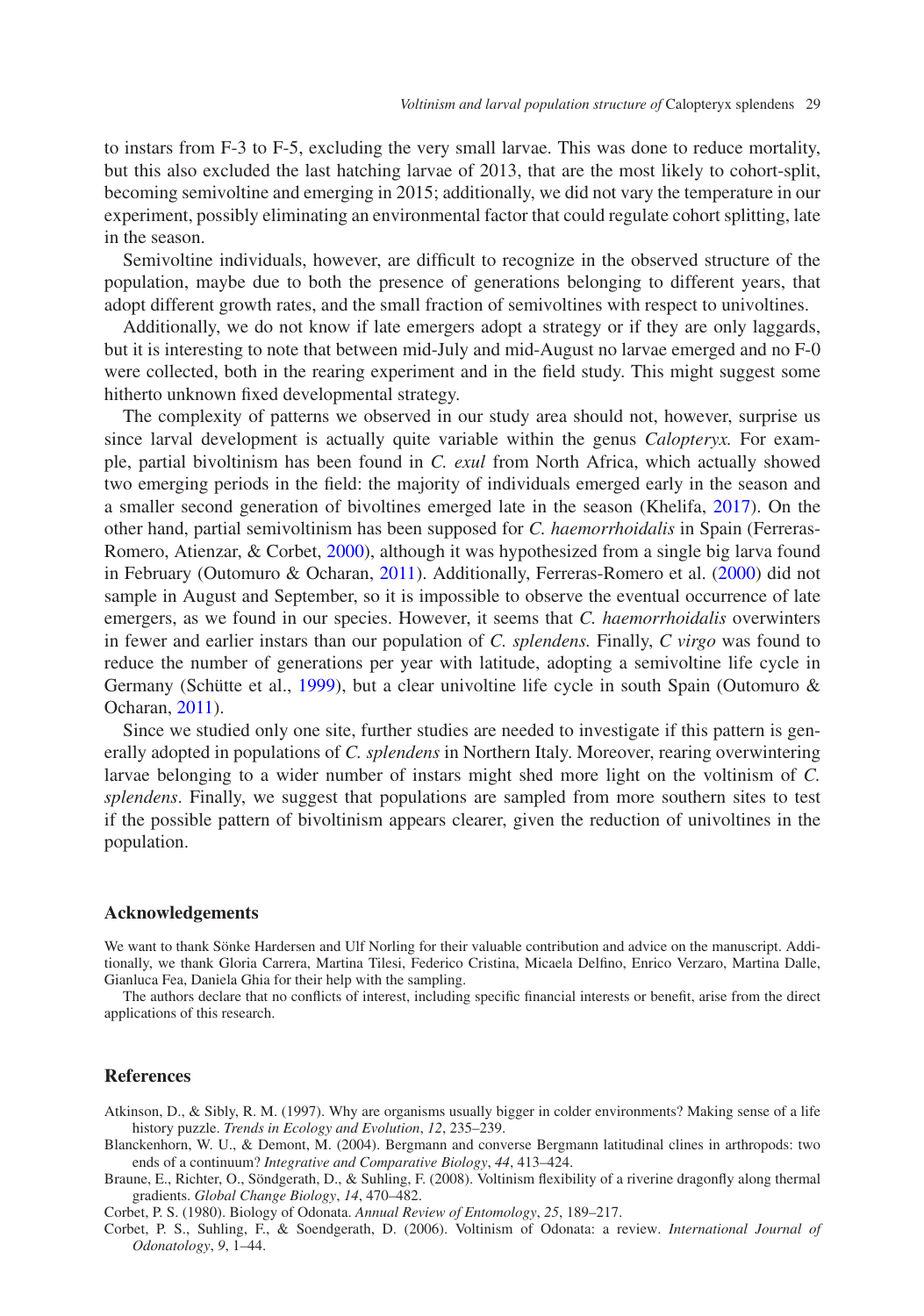to instars from F-3 to F-5, excluding the very small larvae. This was done to reduce mortality, but this also excluded the last hatching larvae of 2013, that are the most likely to cohort-split, becoming semivoltine and emerging in 2015; additionally, we did not vary the temperature in our experiment, possibly eliminating an environmental factor that could regulate cohort splitting, late in the season.

Semivoltine individuals, however, are difficult to recognize in the observed structure of the population, maybe due to both the presence of generations belonging to different years, that adopt different growth rates, and the small fraction of semivoltines with respect to univoltines.

Additionally, we do not know if late emergers adopt a strategy or if they are only laggards, but it is interesting to note that between mid-July and mid-August no larvae emerged and no F-0 were collected, both in the rearing experiment and in the field study. This might suggest some hitherto unknown fixed developmental strategy.

The complexity of patterns we observed in our study area should not, however, surprise us since larval development is actually quite variable within the genus *Calopteryx.* For example, partial bivoltinism has been found in *C. exul* from North Africa, which actually showed two emerging periods in the field: the majority of individuals emerged early in the season and a smaller second generation of bivoltines emerged late in the season (Khelifa, 2017). On the other hand, partial semivoltinism has been supposed for *C. haemorrhoidalis* in Spain (Ferreras-Romero, Atienzar, & Corbet, 2000), although it was hypothesized from a single big larva found in February (Outomuro & Ocharan, 2011). Additionally, Ferreras-Romero et al. (2000) did not sample in August and September, so it is impossible to observe the eventual occurrence of late emergers, as we found in our species. However, it seems that *C. haemorrhoidalis* overwinters in fewer and earlier instars than our population of *C. splendens.* Finally, *C virgo* was found to reduce the number of generations per year with latitude, adopting a semivoltine life cycle in Germany (Schütte et al., 1999), but a clear univoltine life cycle in south Spain (Outomuro & Ocharan, 2011).

Since we studied only one site, further studies are needed to investigate if this pattern is generally adopted in populations of *C. splendens* in Northern Italy. Moreover, rearing overwintering larvae belonging to a wider number of instars might shed more light on the voltinism of *C. splendens*. Finally, we suggest that populations are sampled from more southern sites to test if the possible pattern of bivoltinism appears clearer, given the reduction of univoltines in the population.

## Acknowledgements

We want to thank Sönke Hardersen and Ulf Norling for their valuable contribution and advice on the manuscript. Additionally, we thank Gloria Carrera, Martina Tilesi, Federico Cristina, Micaela Delfino, Enrico Verzaro, Martina Dalle, Gianluca Fea, Daniela Ghia for their help with the sampling.

The authors declare that no conflicts of interest, including specific financial interests or benefit, arise from the direct applications of this research.

## References

Atkinson, D., & Sibly, R. M. (1997). Why are organisms usually bigger in colder environments? Making sense of a life history puzzle. *Trends in Ecology and Evolution*, *12*, 235–239.

Blanckenhorn, W. U., & Demont, M. (2004). Bergmann and converse Bergmann latitudinal clines in arthropods: two ends of a continuum? *Integrative and Comparative Biology*, *44*, 413–424.

Braune, E., Richter, O., Söndgerath, D., & Suhling, F. (2008). Voltinism flexibility of a riverine dragonfly along thermal gradients. *Global Change Biology*, *14*, 470–482.

Corbet, P. S. (1980). Biology of Odonata. *Annual Review of Entomology*, *25*, 189–217.

Corbet, P. S., Suhling, F., & Soendgerath, D. (2006). Voltinism of Odonata: a review. *International Journal of Odonatology*, *9*, 1–44.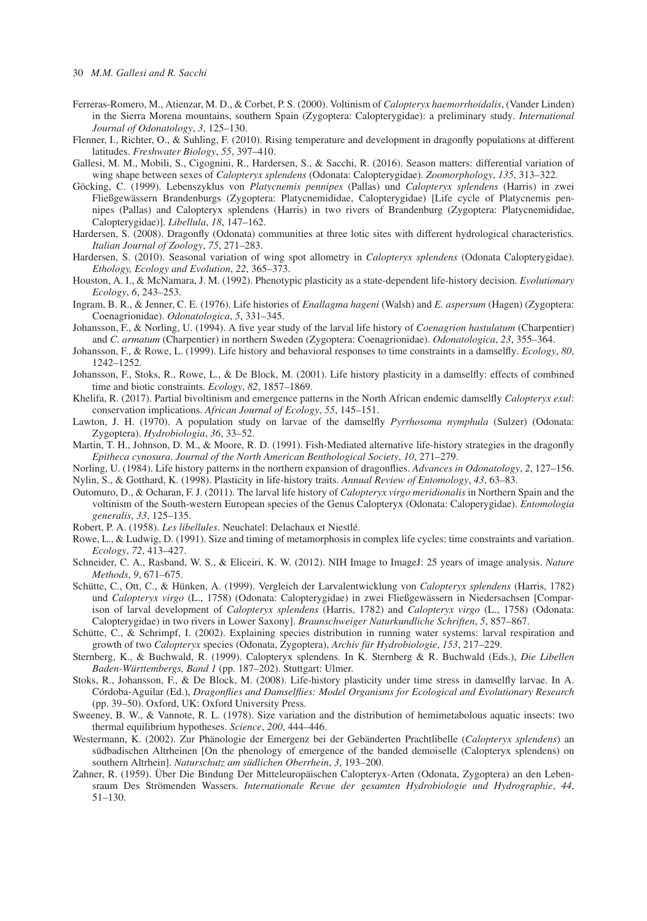Ferreras-Romero, M., Atienzar, M. D., & Corbet, P. S. (2000). Voltinism of *Calopteryx haemorrhoidalis*, (Vander Linden) in the Sierra Morena mountains, southern Spain (Zygoptera: Calopterygidae): a preliminary study. *International Journal of Odonatology*, *3*, 125–130.

Flenner, I., Richter, O., & Suhling, F. (2010). Rising temperature and development in dragonfly populations at different latitudes. *Freshwater Biology*, *55*, 397–410.

Gallesi, M. M., Mobili, S., Cigognini, R., Hardersen, S., & Sacchi, R. (2016). Season matters: differential variation of wing shape between sexes of *Calopteryx splendens* (Odonata: Calopterygidae). *Zoomorphology*, *135*, 313–322.

Göcking, C. (1999). Lebenszyklus von *Platycnemis pennipes* (Pallas) und *Calopteryx splendens* (Harris) in zwei Fließgewässern Brandenburgs (Zygoptera: Platycnemididae, Calopterygidae) [Life cycle of Platycnemis pennipes (Pallas) and Calopteryx splendens (Harris) in two rivers of Brandenburg (Zygoptera: Platycnemididae, Calopterygidae)]. *Libellula*, *18*, 147–162.

Hardersen, S. (2008). Dragonfly (Odonata) communities at three lotic sites with different hydrological characteristics. *Italian Journal of Zoology*, *75*, 271–283.

Hardersen, S. (2010). Seasonal variation of wing spot allometry in *Calopteryx splendens* (Odonata Calopterygidae). *Ethology, Ecology and Evolution*, *22*, 365–373.

Houston, A. I., & McNamara, J. M. (1992). Phenotypic plasticity as a state-dependent life-history decision. *Evolutionary Ecology*, *6*, 243–253.

Ingram, B. R., & Jenner, C. E. (1976). Life histories of *Enallagma hageni* (Walsh) and *E. aspersum* (Hagen) (Zygoptera: Coenagrionidae). *Odonatologica*, *5*, 331–345.

Johansson, F., & Norling, U. (1994). A five year study of the larval life history of *Coenagrion hastulatum* (Charpentier) and *C. armatum* (Charpentier) in northern Sweden (Zygoptera: Coenagrionidae). *Odonatologica*, *23*, 355–364.

Johansson, F., & Rowe, L. (1999). Life history and behavioral responses to time constraints in a damselfly. *Ecology*, *80*, 1242–1252.

Johansson, F., Stoks, R., Rowe, L., & De Block, M. (2001). Life history plasticity in a damselfly: effects of combined time and biotic constraints. *Ecology*, *82*, 1857–1869.

Khelifa, R. (2017). Partial bivoltinism and emergence patterns in the North African endemic damselfly *Calopteryx exul*: conservation implications. *African Journal of Ecology*, *55*, 145–151.

Lawton, J. H. (1970). A population study on larvae of the damselfly *Pyrrhosoma nymphula* (Sulzer) (Odonata: Zygoptera). *Hydrobiologia*, *36*, 33–52.

Martin, T. H., Johnson, D. M., & Moore, R. D. (1991). Fish-Mediated alternative life-history strategies in the dragonfly *Epitheca cynosura*. *Journal of the North American Benthological Society*, *10*, 271–279.

Norling, U. (1984). Life history patterns in the northern expansion of dragonflies. *Advances in Odonatology*, *2*, 127–156.

Nylin, S., & Gotthard, K. (1998). Plasticity in life-history traits. *Annual Review of Entomology*, *43*, 63–83.

Outomuro, D., & Ocharan, F. J. (2011). The larval life history of *Calopteryx virgo meridionalis* in Northern Spain and the voltinism of the South-western European species of the Genus Calopteryx (Odonata: Caloperygidae). *Entomologia generalis*, *33*, 125–135.

Robert, P. A. (1958). *Les libellules*. Neuchatel: Delachaux et Niestlé.

Rowe, L., & Ludwig, D. (1991). Size and timing of metamorphosis in complex life cycles: time constraints and variation. *Ecology*, *72*, 413–427.

Schneider, C. A., Rasband, W. S., & Eliceiri, K. W. (2012). NIH Image to ImageJ: 25 years of image analysis. *Nature Methods*, *9*, 671–675.

Schütte, C., Ott, C., & Hünken, A. (1999). Vergleich der Larvalentwicklung von *Calopteryx splendens* (Harris, 1782) und *Calopteryx virgo* (L., 1758) (Odonata: Calopterygidae) in zwei Fließgewässern in Niedersachsen [Comparison of larval development of *Calopteryx splendens* (Harris, 1782) and *Calopteryx virgo* (L., 1758) (Odonata: Calopterygidae) in two rivers in Lower Saxony]. *Braunschweiger Naturkundliche Schriften*, *5*, 857–867.

Schütte, C., & Schrimpf, I. (2002). Explaining species distribution in running water systems: larval respiration and growth of two *Calopteryx* species (Odonata, Zygoptera), *Archiv für Hydrobiologie*, *153*, 217–229.

Sternberg, K., & Buchwald, R. (1999). Calopteryx splendens. In K. Sternberg & R. Buchwald (Eds.), *Die Libellen Baden-Württembergs, Band 1* (pp. 187–202). Stuttgart: Ulmer.

Stoks, R., Johansson, F., & De Block, M. (2008). Life-history plasticity under time stress in damselfly larvae. In A. Córdoba-Aguilar (Ed.), *Dragonflies and Damselflies: Model Organisms for Ecological and Evolutionary Research* (pp. 39–50). Oxford, UK: Oxford University Press.

Sweeney, B. W., & Vannote, R. L. (1978). Size variation and the distribution of hemimetabolous aquatic insects: two thermal equilibrium hypotheses. *Science*, *200*, 444–446.

Westermann, K. (2002). Zur Phänologie der Emergenz bei der Gebänderten Prachtlibelle (*Calopteryx splendens*) an südbadischen Altrheinen [On the phenology of emergence of the banded demoiselle (Calopteryx splendens) on southern Altrhein]. *Naturschutz am südlichen Oberrhein*, *3*, 193–200.

Zahner, R. (1959). Über Die Bindung Der Mitteleuropäischen Calopteryx-Arten (Odonata, Zygoptera) an den Lebensraum Des Strömenden Wassers. *Internationale Revue der gesamten Hydrobiologie und Hydrographie*, *44*, 51–130.